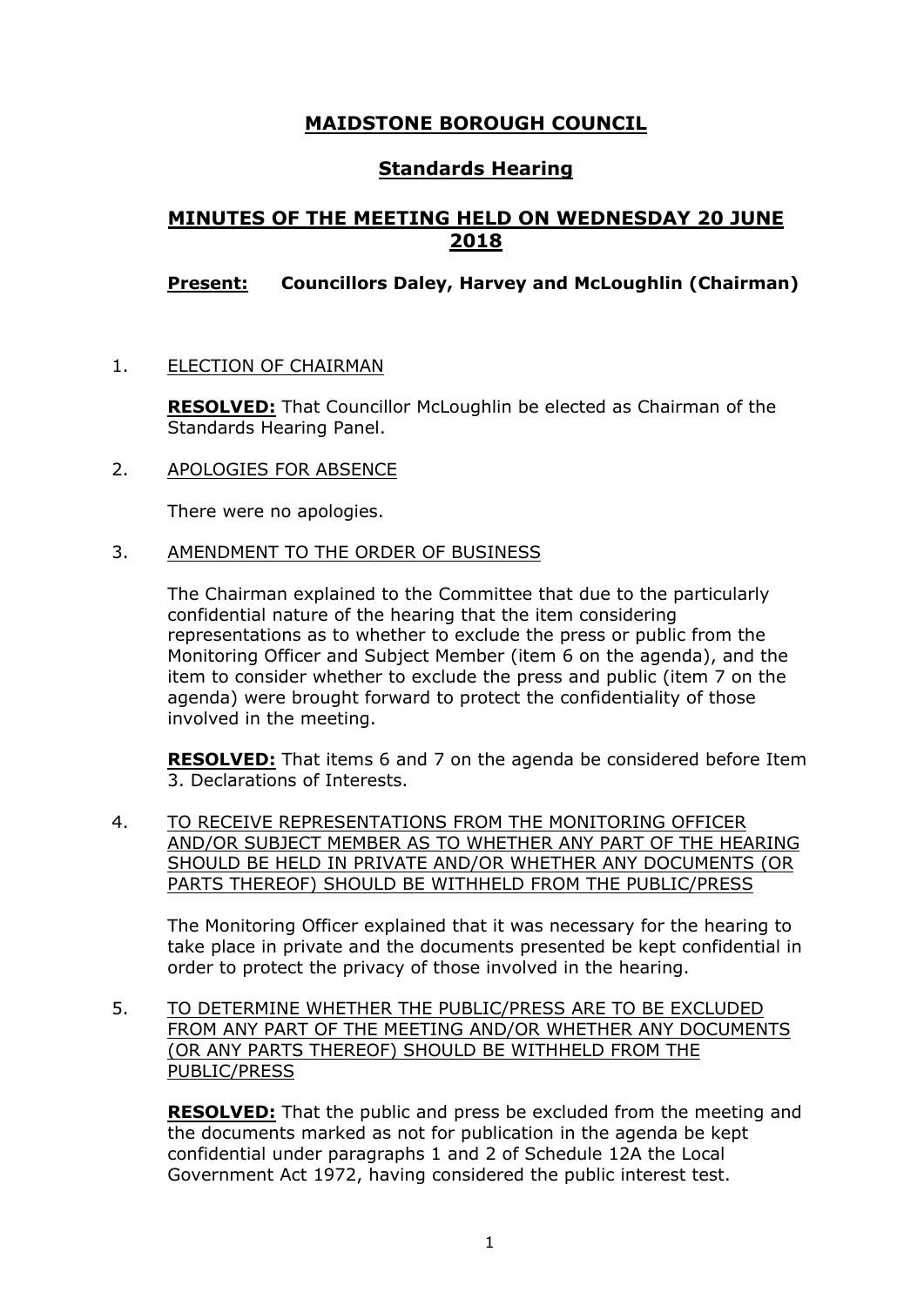# MAIDSTONE BOROUGH COUNCIL

## Standards Hearing

## MINUTES OF THE MEETING HELD ON WEDNESDAY 20 JUNE 2018

**Present:** **Councillors Daley, Harvey and McLoughlin (Chairman)**

1. ELECTION OF CHAIRMAN

   **RESOLVED:** That Councillor McLoughlin be elected as Chairman of the Standards Hearing Panel.

2. APOLOGIES FOR ABSENCE

   There were no apologies.

3. AMENDMENT TO THE ORDER OF BUSINESS

   The Chairman explained to the Committee that due to the particularly confidential nature of the hearing that the item considering representations as to whether to exclude the press or public from the Monitoring Officer and Subject Member (item 6 on the agenda), and the item to consider whether to exclude the press and public (item 7 on the agenda) were brought forward to protect the confidentiality of those involved in the meeting.

   **RESOLVED:** That items 6 and 7 on the agenda be considered before Item 3. Declarations of Interests.

4. TO RECEIVE REPRESENTATIONS FROM THE MONITORING OFFICER AND/OR SUBJECT MEMBER AS TO WHETHER ANY PART OF THE HEARING SHOULD BE HELD IN PRIVATE AND/OR WHETHER ANY DOCUMENTS (OR PARTS THEREOF) SHOULD BE WITHHELD FROM THE PUBLIC/PRESS

   The Monitoring Officer explained that it was necessary for the hearing to take place in private and the documents presented be kept confidential in order to protect the privacy of those involved in the hearing.

5. TO DETERMINE WHETHER THE PUBLIC/PRESS ARE TO BE EXCLUDED FROM ANY PART OF THE MEETING AND/OR WHETHER ANY DOCUMENTS (OR ANY PARTS THEREOF) SHOULD BE WITHHELD FROM THE PUBLIC/PRESS

   **RESOLVED:** That the public and press be excluded from the meeting and the documents marked as not for publication in the agenda be kept confidential under paragraphs 1 and 2 of Schedule 12A the Local Government Act 1972, having considered the public interest test.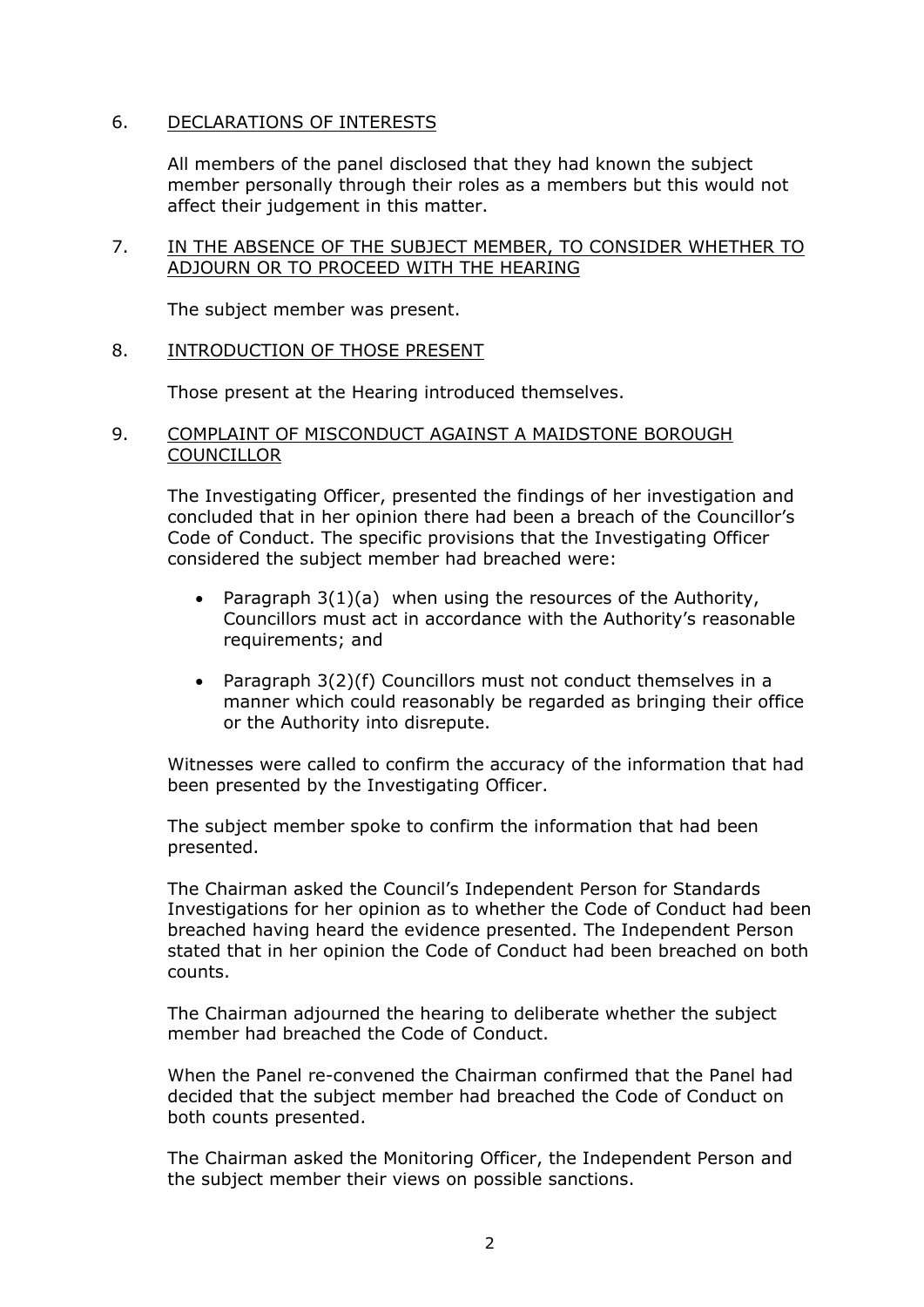## 6. DECLARATIONS OF INTERESTS

All members of the panel disclosed that they had known the subject member personally through their roles as a members but this would not affect their judgement in this matter.

## 7. IN THE ABSENCE OF THE SUBJECT MEMBER, TO CONSIDER WHETHER TO ADJOURN OR TO PROCEED WITH THE HEARING

The subject member was present.

## 8. INTRODUCTION OF THOSE PRESENT

Those present at the Hearing introduced themselves.

## 9. COMPLAINT OF MISCONDUCT AGAINST A MAIDSTONE BOROUGH COUNCILLOR

The Investigating Officer, presented the findings of her investigation and concluded that in her opinion there had been a breach of the Councillor's Code of Conduct. The specific provisions that the Investigating Officer considered the subject member had breached were:

- Paragraph 3(1)(a) when using the resources of the Authority, Councillors must act in accordance with the Authority's reasonable requirements; and
- Paragraph 3(2)(f) Councillors must not conduct themselves in a manner which could reasonably be regarded as bringing their office or the Authority into disrepute.

Witnesses were called to confirm the accuracy of the information that had been presented by the Investigating Officer.

The subject member spoke to confirm the information that had been presented.

The Chairman asked the Council's Independent Person for Standards Investigations for her opinion as to whether the Code of Conduct had been breached having heard the evidence presented. The Independent Person stated that in her opinion the Code of Conduct had been breached on both counts.

The Chairman adjourned the hearing to deliberate whether the subject member had breached the Code of Conduct.

When the Panel re-convened the Chairman confirmed that the Panel had decided that the subject member had breached the Code of Conduct on both counts presented.

The Chairman asked the Monitoring Officer, the Independent Person and the subject member their views on possible sanctions.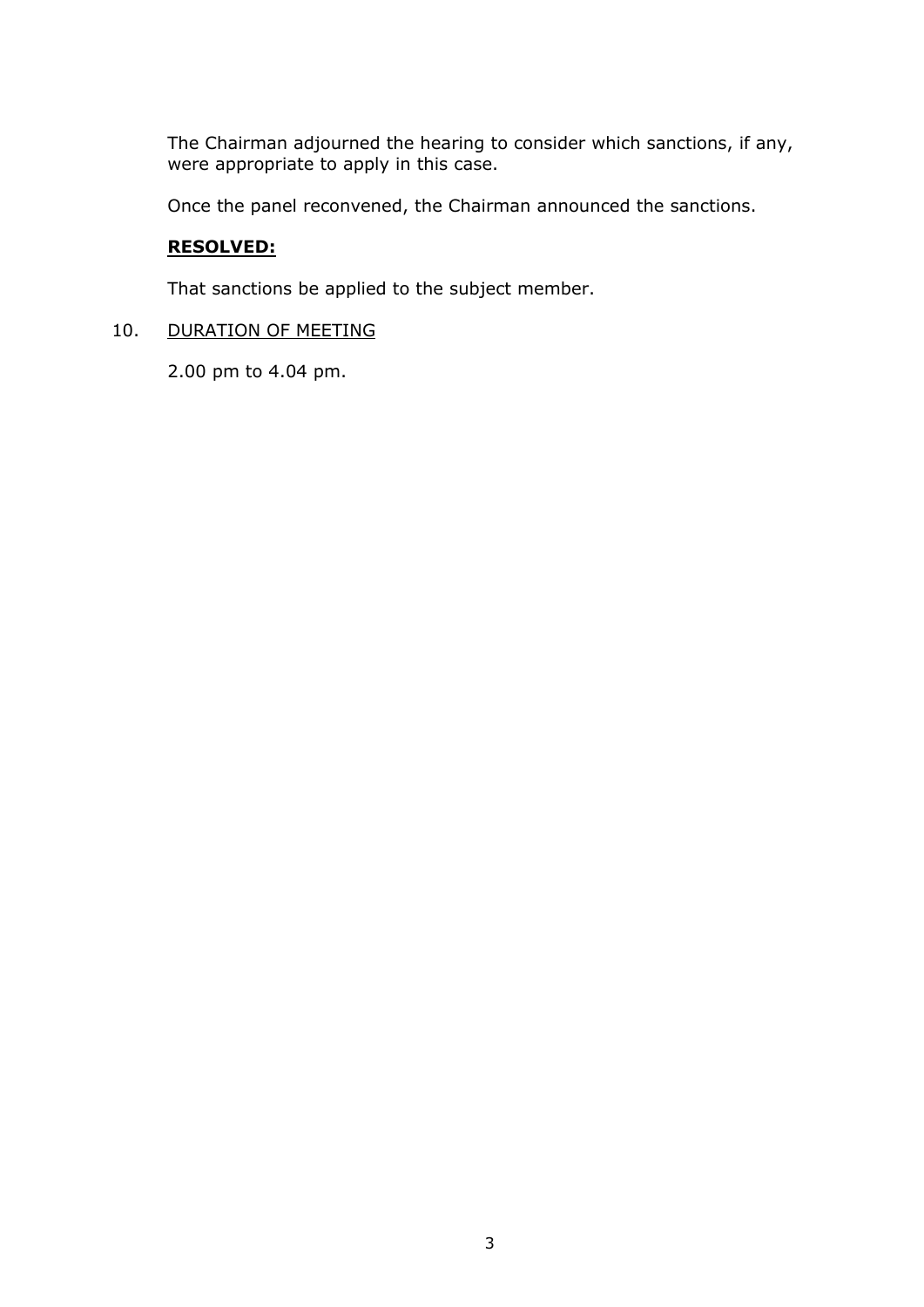The Chairman adjourned the hearing to consider which sanctions, if any, were appropriate to apply in this case.

Once the panel reconvened, the Chairman announced the sanctions.

**RESOLVED:**

That sanctions be applied to the subject member.

10. DURATION OF MEETING

    2.00 pm to 4.04 pm.